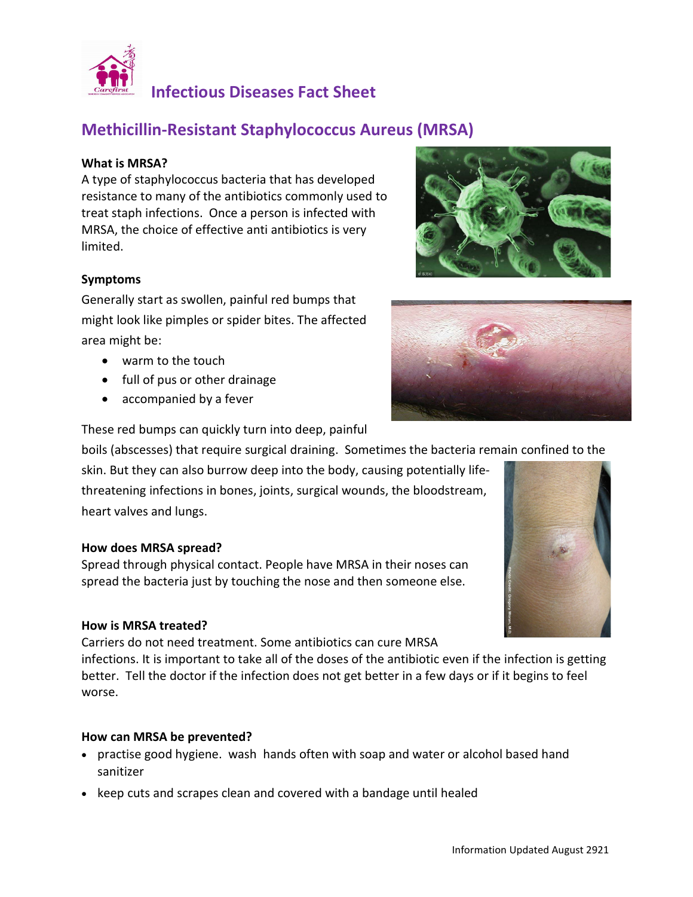# Infectious Diseases Fact Sheet

## Methicillin-Resistant Staphylococcus Aureus (MRSA)

**What is MRSA?**

A type of staphylococcus bacteria that has developed resistance to many of the antibiotics commonly used to treat staph infections. Once a person is infected with MRSA, the choice of effective anti antibiotics is very limited.

**Symptoms**

Generally start as swollen, painful red bumps that might look like pimples or spider bites. The affected area might be:

- warm to the touch
- full of pus or other drainage
- accompanied by a fever

These red bumps can quickly turn into deep, painful boils (abscesses) that require surgical draining. Sometimes the bacteria remain confined to the skin. But they can also burrow deep into the body, causing potentially life-threatening infections in bones, joints, surgical wounds, the bloodstream, heart valves and lungs.

**How does MRSA spread?**

Spread through physical contact. People have MRSA in their noses can spread the bacteria just by touching the nose and then someone else.

**How is MRSA treated?**

Carriers do not need treatment. Some antibiotics can cure MRSA infections. It is important to take all of the doses of the antibiotic even if the infection is getting better. Tell the doctor if the infection does not get better in a few days or if it begins to feel worse.

**How can MRSA be prevented?**

- practise good hygiene. wash hands often with soap and water or alcohol based hand sanitizer
- keep cuts and scrapes clean and covered with a bandage until healed

Information Updated August 2921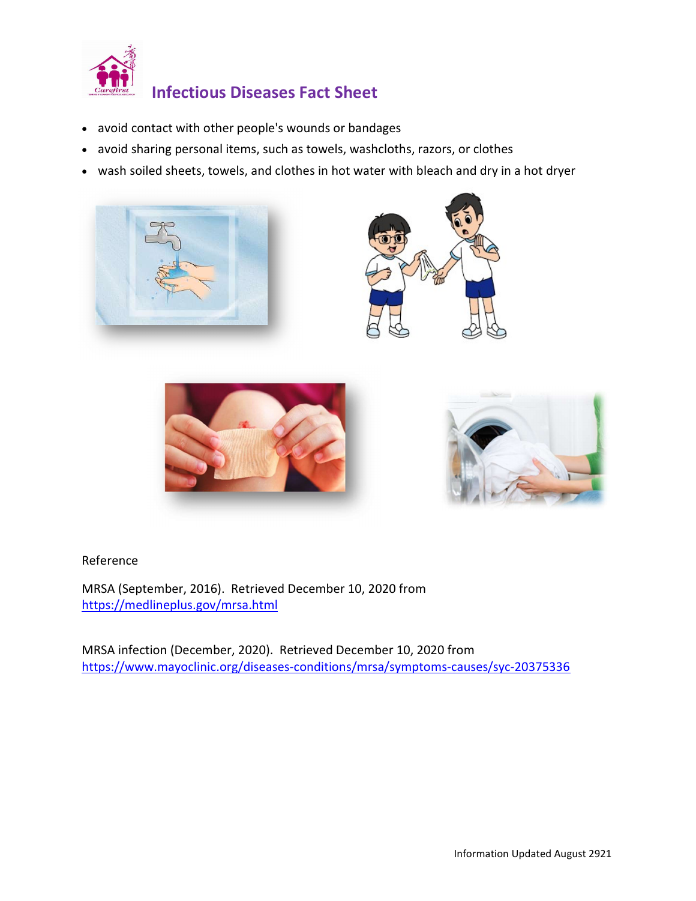# Infectious Diseases Fact Sheet

- avoid contact with other people's wounds or bandages
- avoid sharing personal items, such as towels, washcloths, razors, or clothes
- wash soiled sheets, towels, and clothes in hot water with bleach and dry in a hot dryer

Reference

MRSA (September, 2016). Retrieved December 10, 2020 from https://medlineplus.gov/mrsa.html

MRSA infection (December, 2020). Retrieved December 10, 2020 from https://www.mayoclinic.org/diseases-conditions/mrsa/symptoms-causes/syc-20375336

Information Updated August 2921